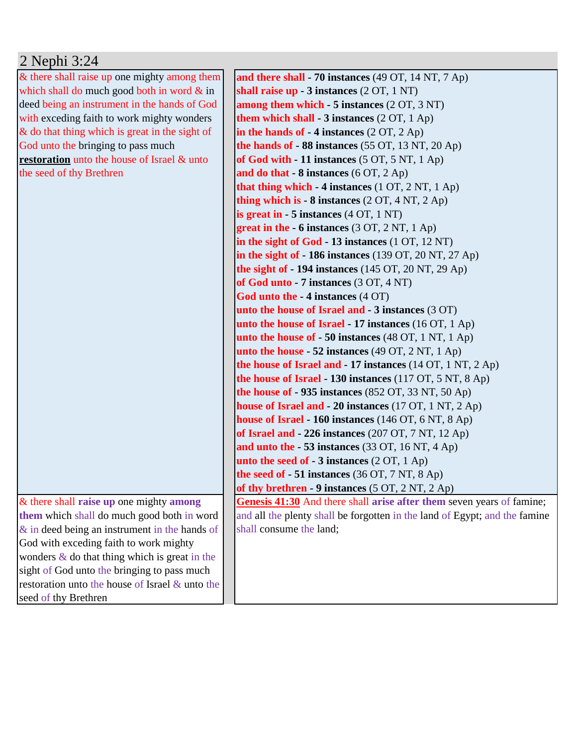## 2 Nephi 3:24

| | |
|---|---|
| & there shall raise up one mighty among them which shall do much good both in word & in deed being an instrument in the hands of God with exceding faith to work mighty wonders & do that thing which is great in the sight of God unto the bringing to pass much **restoration** unto the house of Israel & unto the seed of thy Brethren | **and there shall - 70 instances** (49 OT, 14 NT, 7 Ap)<br>**shall raise up - 3 instances** (2 OT, 1 NT)<br>**among them which - 5 instances** (2 OT, 3 NT)<br>**them which shall - 3 instances** (2 OT, 1 Ap)<br>**in the hands of - 4 instances** (2 OT, 2 Ap)<br>**the hands of - 88 instances** (55 OT, 13 NT, 20 Ap)<br>**of God with - 11 instances** (5 OT, 5 NT, 1 Ap)<br>**and do that - 8 instances** (6 OT, 2 Ap)<br>**that thing which - 4 instances** (1 OT, 2 NT, 1 Ap)<br>**thing which is - 8 instances** (2 OT, 4 NT, 2 Ap)<br>**is great in - 5 instances** (4 OT, 1 NT)<br>**great in the - 6 instances** (3 OT, 2 NT, 1 Ap)<br>**in the sight of God - 13 instances** (1 OT, 12 NT)<br>**in the sight of - 186 instances** (139 OT, 20 NT, 27 Ap)<br>**the sight of - 194 instances** (145 OT, 20 NT, 29 Ap)<br>**of God unto - 7 instances** (3 OT, 4 NT)<br>**God unto the - 4 instances** (4 OT)<br>**unto the house of Israel and - 3 instances** (3 OT)<br>**unto the house of Israel - 17 instances** (16 OT, 1 Ap)<br>**unto the house of - 50 instances** (48 OT, 1 NT, 1 Ap)<br>**unto the house - 52 instances** (49 OT, 2 NT, 1 Ap)<br>**the house of Israel and - 17 instances** (14 OT, 1 NT, 2 Ap)<br>**the house of Israel - 130 instances** (117 OT, 5 NT, 8 Ap)<br>**the house of - 935 instances** (852 OT, 33 NT, 50 Ap)<br>**house of Israel and - 20 instances** (17 OT, 1 NT, 2 Ap)<br>**house of Israel - 160 instances** (146 OT, 6 NT, 8 Ap)<br>**of Israel and - 226 instances** (207 OT, 7 NT, 12 Ap)<br>**and unto the - 53 instances** (33 OT, 16 NT, 4 Ap)<br>**unto the seed of - 3 instances** (2 OT, 1 Ap)<br>**the seed of - 51 instances** (36 OT, 7 NT, 8 Ap)<br>**of thy brethren - 9 instances** (5 OT, 2 NT, 2 Ap) |
| & there shall **raise up** one mighty **among them** which shall do much good both in word & in deed being an instrument in the hands of God with exceding faith to work mighty wonders & do that thing which is great in the sight of God unto the bringing to pass much restoration unto the house of Israel & unto the seed of thy Brethren | **Genesis 41:30** And there shall **arise after them** seven years of famine; and all the plenty shall be forgotten in the land of Egypt; and the famine shall consume the land; |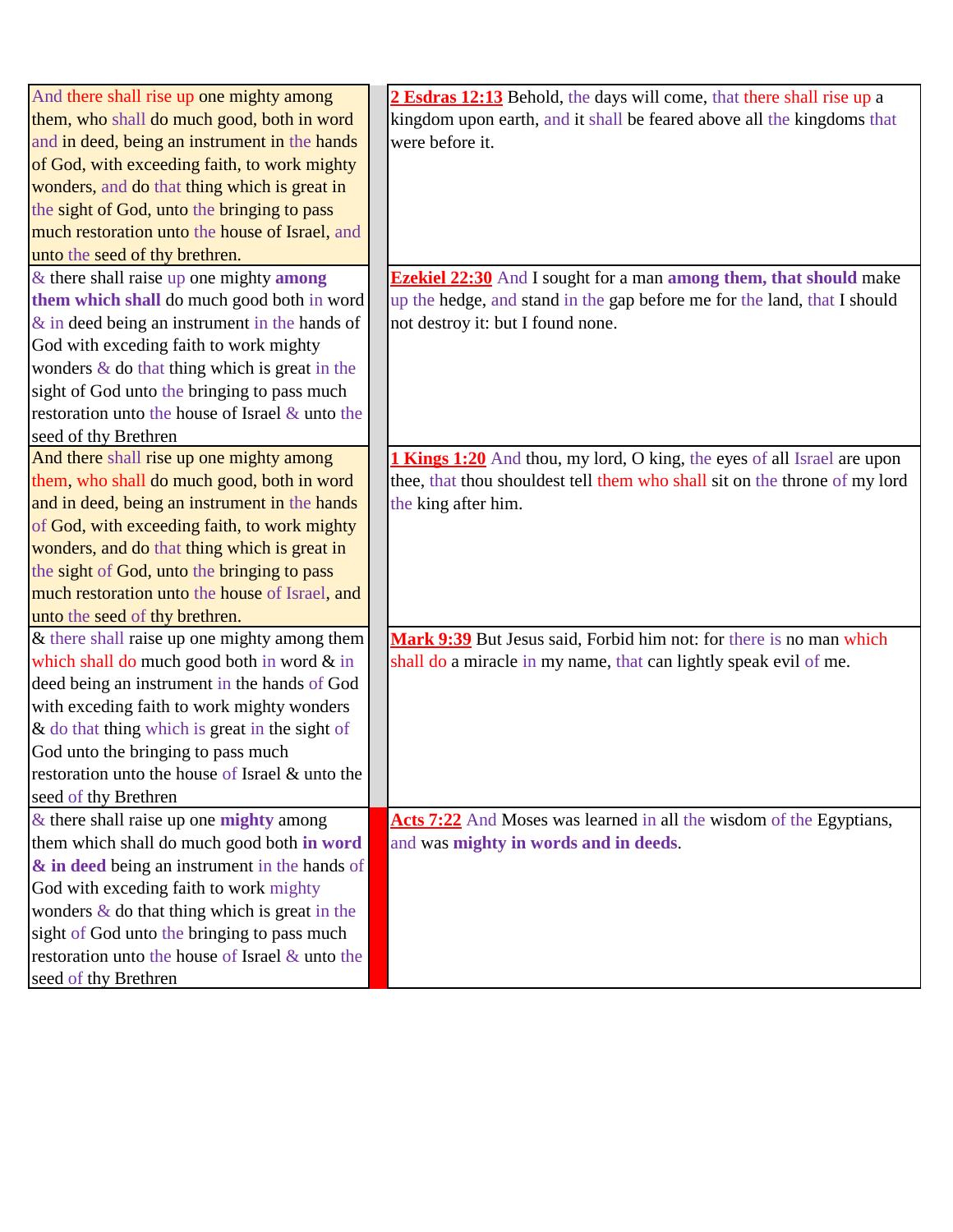| | | |
|---|---|---|
| And there shall rise up one mighty among them, who shall do much good, both in word and in deed, being an instrument in the hands of God, with exceeding faith, to work mighty wonders, and do that thing which is great in the sight of God, unto the bringing to pass much restoration unto the house of Israel, and unto the seed of thy brethren. | | **2 Esdras 12:13** Behold, the days will come, that there shall rise up a kingdom upon earth, and it shall be feared above all the kingdoms that were before it. |
| & there shall raise up one mighty **among them which shall** do much good both in word & in deed being an instrument in the hands of God with exceding faith to work mighty wonders & do that thing which is great in the sight of God unto the bringing to pass much restoration unto the house of Israel & unto the seed of thy Brethren | | **Ezekiel 22:30** And I sought for a man **among them, that should** make up the hedge, and stand in the gap before me for the land, that I should not destroy it: but I found none. |
| And there shall rise up one mighty among them, who shall do much good, both in word and in deed, being an instrument in the hands of God, with exceeding faith, to work mighty wonders, and do that thing which is great in the sight of God, unto the bringing to pass much restoration unto the house of Israel, and unto the seed of thy brethren. | | **1 Kings 1:20** And thou, my lord, O king, the eyes of all Israel are upon thee, that thou shouldest tell them who shall sit on the throne of my lord the king after him. |
| & there shall raise up one mighty among them which shall do much good both in word & in deed being an instrument in the hands of God with exceding faith to work mighty wonders & do that thing which is great in the sight of God unto the bringing to pass much restoration unto the house of Israel & unto the seed of thy Brethren | | **Mark 9:39** But Jesus said, Forbid him not: for there is no man which shall do a miracle in my name, that can lightly speak evil of me. |
| & there shall raise up one **mighty** among them which shall do much good both **in word & in deed** being an instrument in the hands of God with exceding faith to work mighty wonders & do that thing which is great in the sight of God unto the bringing to pass much restoration unto the house of Israel & unto the seed of thy Brethren | | **Acts 7:22** And Moses was learned in all the wisdom of the Egyptians, and was **mighty in words and in deeds**. |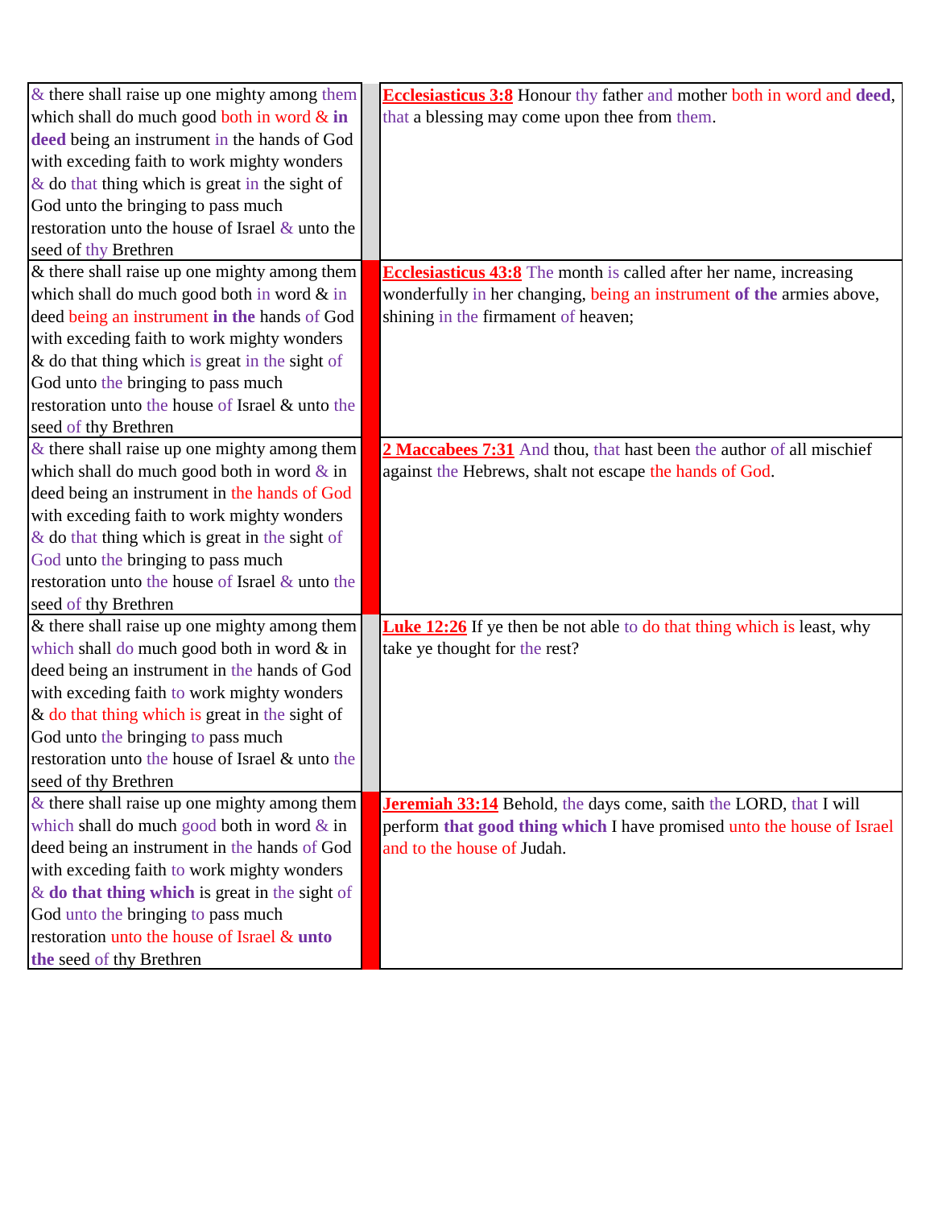| & there shall raise up one mighty among them which shall do much good both in word & in deed being an instrument in the hands of God with exceding faith to work mighty wonders & do that thing which is great in the sight of God unto the bringing to pass much restoration unto the house of Israel & unto the seed of thy Brethren | | Ecclesiasticus 3:8 Honour thy father and mother both in word and deed, that a blessing may come upon thee from them. |
|---|---|---|
| & there shall raise up one mighty among them which shall do much good both in word & in deed being an instrument in the hands of God with exceding faith to work mighty wonders & do that thing which is great in the sight of God unto the bringing to pass much restoration unto the house of Israel & unto the seed of thy Brethren | | Ecclesiasticus 43:8 The month is called after her name, increasing wonderfully in her changing, being an instrument of the armies above, shining in the firmament of heaven; |
| & there shall raise up one mighty among them which shall do much good both in word & in deed being an instrument in the hands of God with exceding faith to work mighty wonders & do that thing which is great in the sight of God unto the bringing to pass much restoration unto the house of Israel & unto the seed of thy Brethren | | 2 Maccabees 7:31 And thou, that hast been the author of all mischief against the Hebrews, shalt not escape the hands of God. |
| & there shall raise up one mighty among them which shall do much good both in word & in deed being an instrument in the hands of God with exceding faith to work mighty wonders & do that thing which is great in the sight of God unto the bringing to pass much restoration unto the house of Israel & unto the seed of thy Brethren | | Luke 12:26 If ye then be not able to do that thing which is least, why take ye thought for the rest? |
| & there shall raise up one mighty among them which shall do much good both in word & in deed being an instrument in the hands of God with exceding faith to work mighty wonders & **do that thing which** is great in the sight of God unto the bringing to pass much restoration unto the house of Israel & **unto the** seed of thy Brethren | | Jeremiah 33:14 Behold, the days come, saith the LORD, that I will perform **that good thing which** I have promised unto the house of Israel and to the house of Judah. |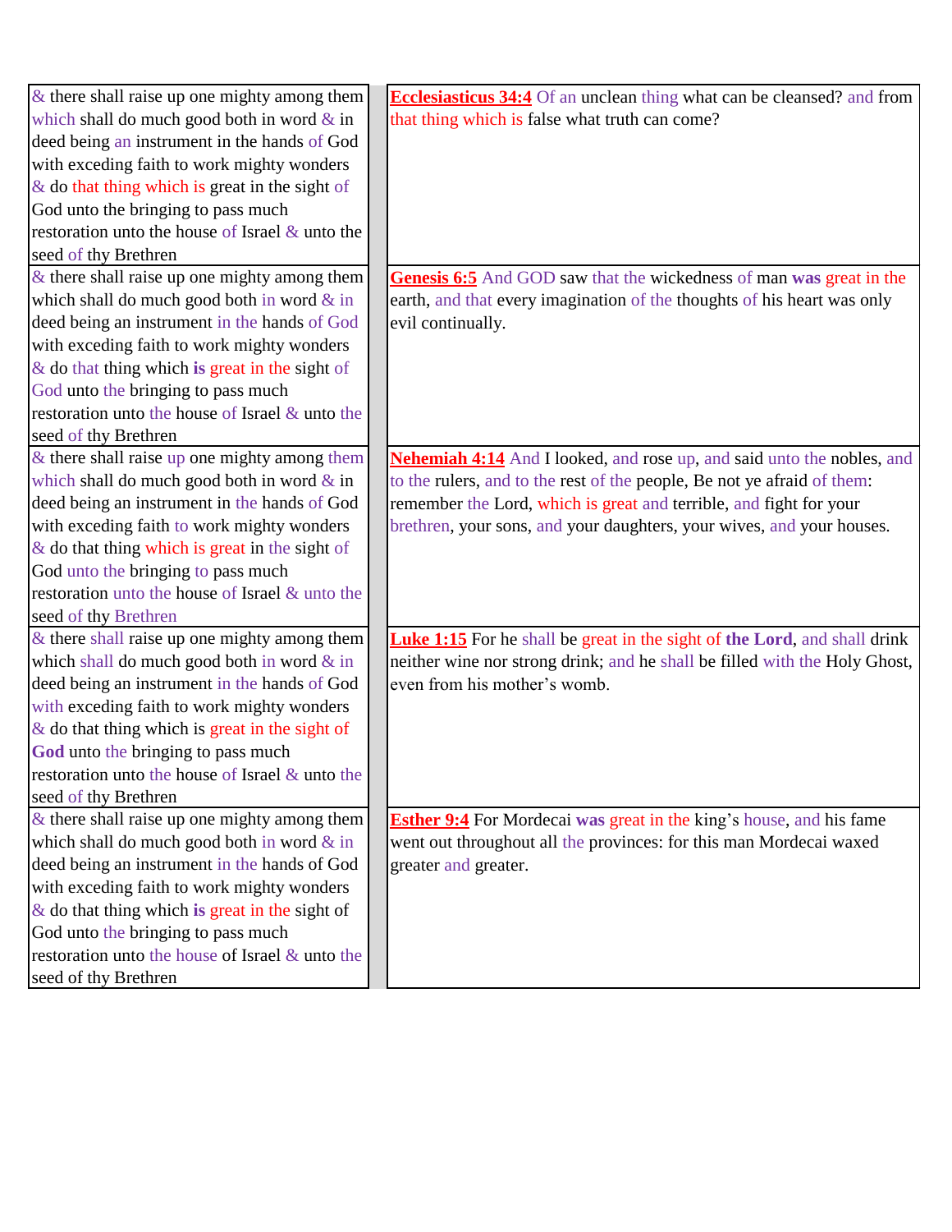| & there shall raise up one mighty among them which shall do much good both in word & in deed being an instrument in the hands of God with exceding faith to work mighty wonders & do that thing which is great in the sight of God unto the bringing to pass much restoration unto the house of Israel & unto the seed of thy Brethren | **Ecclesiasticus 34:4** Of an unclean thing what can be cleansed? and from that thing which is false what truth can come? |
|---|---|
| & there shall raise up one mighty among them which shall do much good both in word & in deed being an instrument in the hands of God with exceding faith to work mighty wonders & do that thing which **is** great in the sight of God unto the bringing to pass much restoration unto the house of Israel & unto the seed of thy Brethren | **Genesis 6:5** And GOD saw that the wickedness of man **was** great in the earth, and that every imagination of the thoughts of his heart was only evil continually. |
| & there shall raise up one mighty among them which shall do much good both in word & in deed being an instrument in the hands of God with exceding faith to work mighty wonders & do that thing which is great in the sight of God unto the bringing to pass much restoration unto the house of Israel & unto the seed of thy Brethren | **Nehemiah 4:14** And I looked, and rose up, and said unto the nobles, and to the rulers, and to the rest of the people, Be not ye afraid of them: remember the Lord, which is great and terrible, and fight for your brethren, your sons, and your daughters, your wives, and your houses. |
| & there shall raise up one mighty among them which shall do much good both in word & in deed being an instrument in the hands of God with exceding faith to work mighty wonders & do that thing which is great in the sight of **God** unto the bringing to pass much restoration unto the house of Israel & unto the seed of thy Brethren | **Luke 1:15** For he shall be great in the sight of **the Lord**, and shall drink neither wine nor strong drink; and he shall be filled with the Holy Ghost, even from his mother's womb. |
| & there shall raise up one mighty among them which shall do much good both in word & in deed being an instrument in the hands of God with exceding faith to work mighty wonders & do that thing which **is** great in the sight of God unto the bringing to pass much restoration unto the house of Israel & unto the seed of thy Brethren | **Esther 9:4** For Mordecai **was** great in the king's house, and his fame went out throughout all the provinces: for this man Mordecai waxed greater and greater. |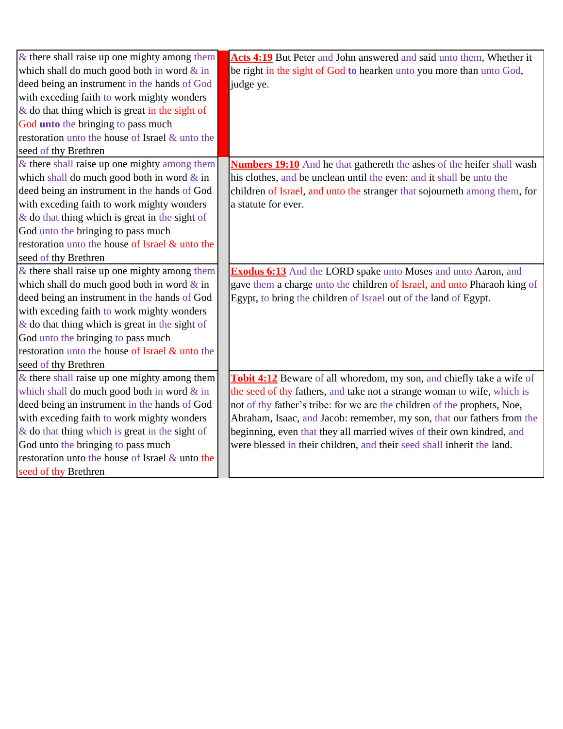| | | |
|---|---|---|
| & there shall raise up one mighty among them which shall do much good both in word & in deed being an instrument in the hands of God with exceding faith to work mighty wonders & do that thing which is great in the sight of God **unto** the bringing to pass much restoration unto the house of Israel & unto the seed of thy Brethren | | **Acts 4:19** But Peter and John answered and said unto them, Whether it be right in the sight of God **to** hearken unto you more than unto God, judge ye. |
| & there shall raise up one mighty among them which shall do much good both in word & in deed being an instrument in the hands of God with exceding faith to work mighty wonders & do that thing which is great in the sight of God unto the bringing to pass much restoration unto the house of Israel & unto the seed of thy Brethren | | **Numbers 19:10** And he that gathereth the ashes of the heifer shall wash his clothes, and be unclean until the even: and it shall be unto the children of Israel, and unto the stranger that sojourneth among them, for a statute for ever. |
| & there shall raise up one mighty among them which shall do much good both in word & in deed being an instrument in the hands of God with exceding faith to work mighty wonders & do that thing which is great in the sight of God unto the bringing to pass much restoration unto the house of Israel & unto the seed of thy Brethren | | **Exodus 6:13** And the LORD spake unto Moses and unto Aaron, and gave them a charge unto the children of Israel, and unto Pharaoh king of Egypt, to bring the children of Israel out of the land of Egypt. |
| & there shall raise up one mighty among them which shall do much good both in word & in deed being an instrument in the hands of God with exceding faith to work mighty wonders & do that thing which is great in the sight of God unto the bringing to pass much restoration unto the house of Israel & unto the seed of thy Brethren | | **Tobit 4:12** Beware of all whoredom, my son, and chiefly take a wife of the seed of thy fathers, and take not a strange woman to wife, which is not of thy father's tribe: for we are the children of the prophets, Noe, Abraham, Isaac, and Jacob: remember, my son, that our fathers from the beginning, even that they all married wives of their own kindred, and were blessed in their children, and their seed shall inherit the land. |